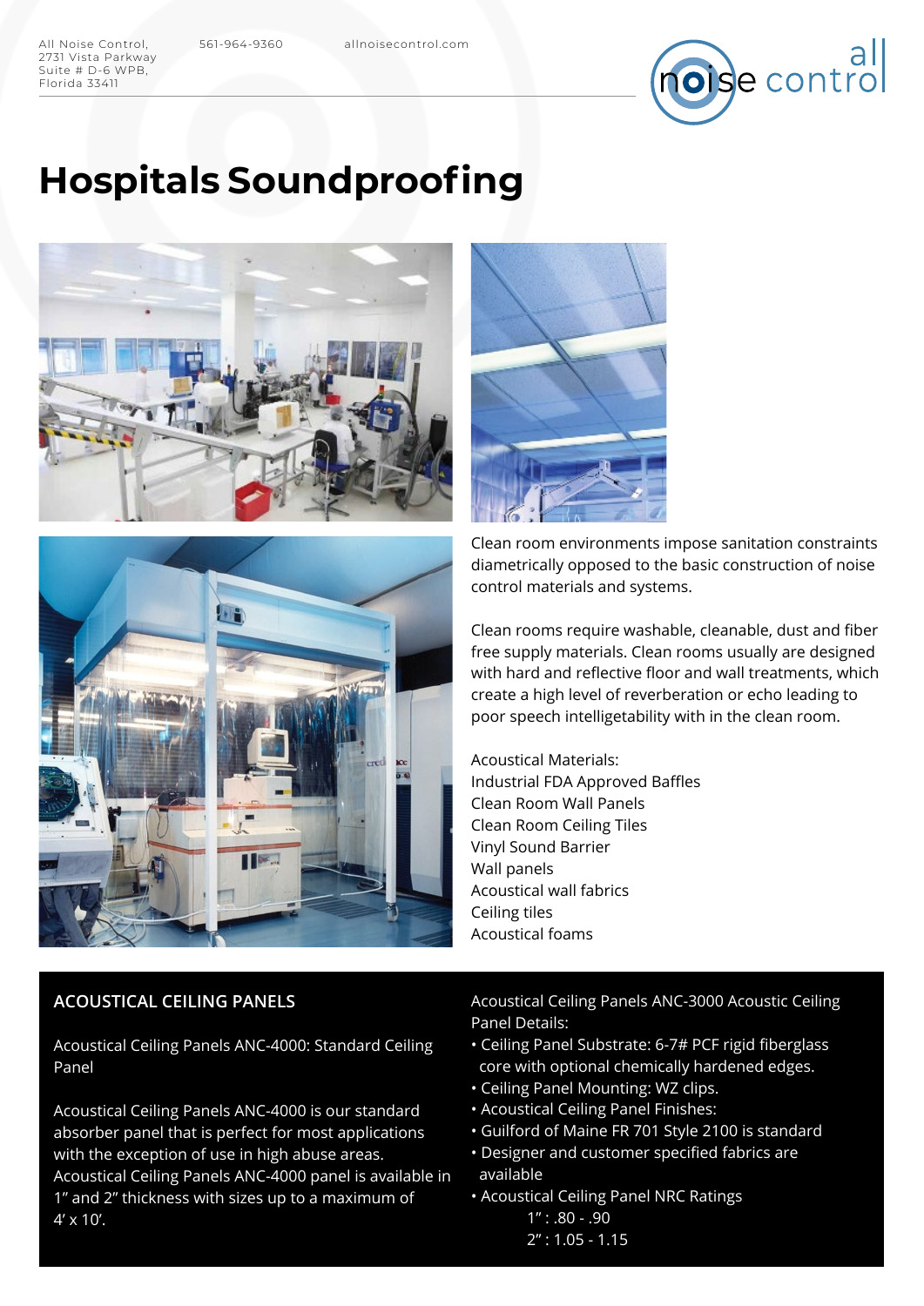All Noise Control, 2731 Vista Parkway Suite # D-6 WPB, Florida 33411

561-964-9360

allnoisecontrol.com

# Hospitals Soundproofing

Clean room environments impose sanitation constraints diametrically opposed to the basic construction of noise control materials and systems.

Clean rooms require washable, cleanable, dust and fiber free supply materials. Clean rooms usually are designed with hard and reflective floor and wall treatments, which create a high level of reverberation or echo leading to poor speech intelligetability with in the clean room.

Acoustical Materials:
Industrial FDA Approved Baffles
Clean Room Wall Panels
Clean Room Ceiling Tiles
Vinyl Sound Barrier
Wall panels
Acoustical wall fabrics
Ceiling tiles
Acoustical foams

## ACOUSTICAL CEILING PANELS

Acoustical Ceiling Panels ANC-4000: Standard Ceiling Panel

Acoustical Ceiling Panels ANC-4000 is our standard absorber panel that is perfect for most applications with the exception of use in high abuse areas. Acoustical Ceiling Panels ANC-4000 panel is available in 1" and 2" thickness with sizes up to a maximum of 4' x 10'.

Acoustical Ceiling Panels ANC-3000 Acoustic Ceiling Panel Details:

- Ceiling Panel Substrate: 6-7# PCF rigid fiberglass core with optional chemically hardened edges.
- Ceiling Panel Mounting: WZ clips.
- Acoustical Ceiling Panel Finishes:
- Guilford of Maine FR 701 Style 2100 is standard
- Designer and customer specified fabrics are available
- Acoustical Ceiling Panel NRC Ratings
  - 1" : .80 - .90
  - 2" : 1.05 - 1.15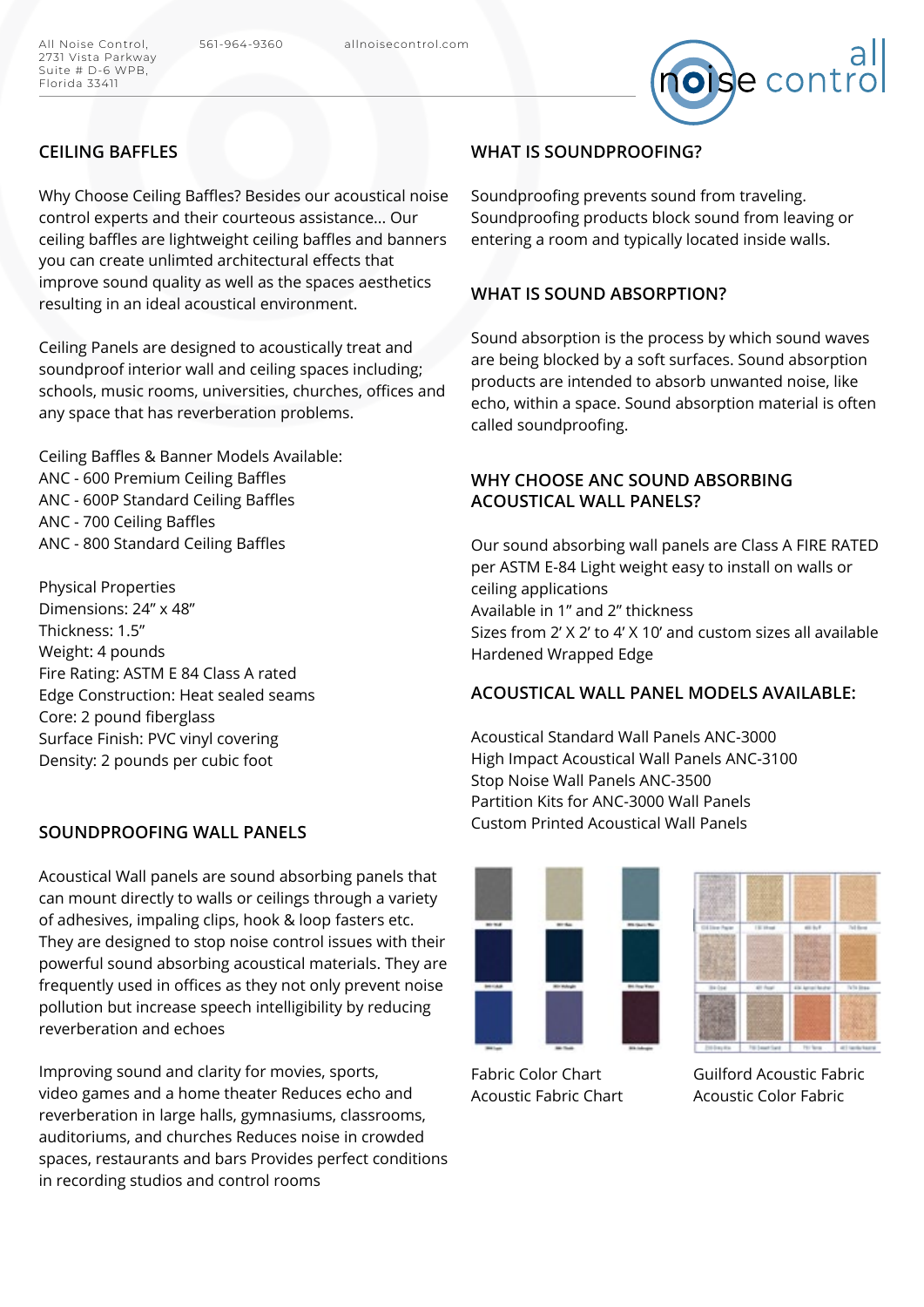## CEILING BAFFLES

Why Choose Ceiling Baffles? Besides our acoustical noise control experts and their courteous assistance... Our ceiling baffles are lightweight ceiling baffles and banners you can create unlimted architectural effects that improve sound quality as well as the spaces aesthetics resulting in an ideal acoustical environment.

Ceiling Panels are designed to acoustically treat and soundproof interior wall and ceiling spaces including; schools, music rooms, universities, churches, offices and any space that has reverberation problems.

Ceiling Baffles & Banner Models Available:
ANC - 600 Premium Ceiling Baffles
ANC - 600P Standard Ceiling Baffles
ANC - 700 Ceiling Baffles
ANC - 800 Standard Ceiling Baffles

Physical Properties
Dimensions: 24" x 48"
Thickness: 1.5"
Weight: 4 pounds
Fire Rating: ASTM E 84 Class A rated
Edge Construction: Heat sealed seams
Core: 2 pound fiberglass
Surface Finish: PVC vinyl covering
Density: 2 pounds per cubic foot

## SOUNDPROOFING WALL PANELS

Acoustical Wall panels are sound absorbing panels that can mount directly to walls or ceilings through a variety of adhesives, impaling clips, hook & loop fasters etc. They are designed to stop noise control issues with their powerful sound absorbing acoustical materials. They are frequently used in offices as they not only prevent noise pollution but increase speech intelligibility by reducing reverberation and echoes

Improving sound and clarity for movies, sports, video games and a home theater Reduces echo and reverberation in large halls, gymnasiums, classrooms, auditoriums, and churches Reduces noise in crowded spaces, restaurants and bars Provides perfect conditions in recording studios and control rooms

## WHAT IS SOUNDPROOFING?

Soundproofing prevents sound from traveling. Soundproofing products block sound from leaving or entering a room and typically located inside walls.

## WHAT IS SOUND ABSORPTION?

Sound absorption is the process by which sound waves are being blocked by a soft surfaces. Sound absorption products are intended to absorb unwanted noise, like echo, within a space. Sound absorption material is often called soundproofing.

## WHY CHOOSE ANC SOUND ABSORBING ACOUSTICAL WALL PANELS?

Our sound absorbing wall panels are Class A FIRE RATED per ASTM E-84 Light weight easy to install on walls or ceiling applications
Available in 1" and 2" thickness
Sizes from 2' X 2' to 4' X 10' and custom sizes all available
Hardened Wrapped Edge

## ACOUSTICAL WALL PANEL MODELS AVAILABLE:

Acoustical Standard Wall Panels ANC-3000
High Impact Acoustical Wall Panels ANC-3100
Stop Noise Wall Panels ANC-3500
Partition Kits for ANC-3000 Wall Panels
Custom Printed Acoustical Wall Panels

Fabric Color Chart
Acoustic Fabric Chart

Guilford Acoustic Fabric
Acoustic Color Fabric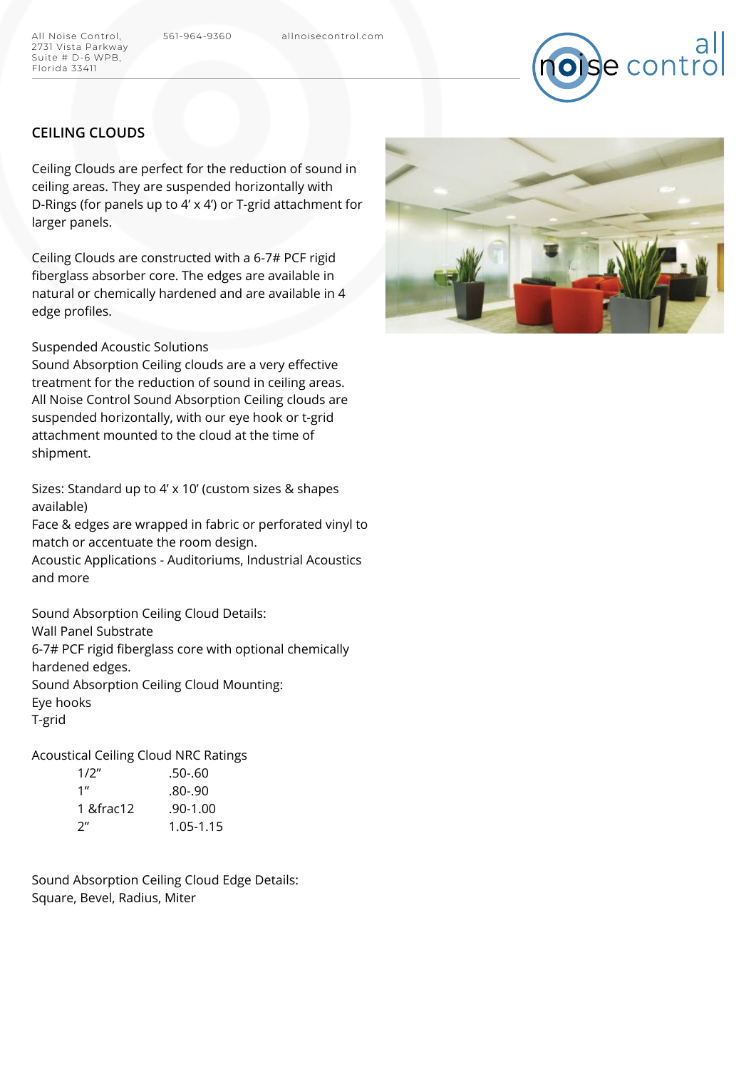## CEILING CLOUDS

Ceiling Clouds are perfect for the reduction of sound in ceiling areas. They are suspended horizontally with D-Rings (for panels up to 4′ x 4′) or T-grid attachment for larger panels.

Ceiling Clouds are constructed with a 6-7# PCF rigid fiberglass absorber core. The edges are available in natural or chemically hardened and are available in 4 edge profiles.

Suspended Acoustic Solutions
Sound Absorption Ceiling clouds are a very effective treatment for the reduction of sound in ceiling areas. All Noise Control Sound Absorption Ceiling clouds are suspended horizontally, with our eye hook or t-grid attachment mounted to the cloud at the time of shipment.

Sizes: Standard up to 4′ x 10′ (custom sizes & shapes available)
Face & edges are wrapped in fabric or perforated vinyl to match or accentuate the room design.
Acoustic Applications - Auditoriums, Industrial Acoustics and more

Sound Absorption Ceiling Cloud Details:
Wall Panel Substrate
6-7# PCF rigid fiberglass core with optional chemically hardened edges.
Sound Absorption Ceiling Cloud Mounting:
Eye hooks
T-grid

Acoustical Ceiling Cloud NRC Ratings

| | |
|---|---|
| 1/2″ | .50-.60 |
| 1″ | .80-.90 |
| 1 &frac12 | .90-1.00 |
| 2″ | 1.05-1.15 |

Sound Absorption Ceiling Cloud Edge Details:
Square, Bevel, Radius, Miter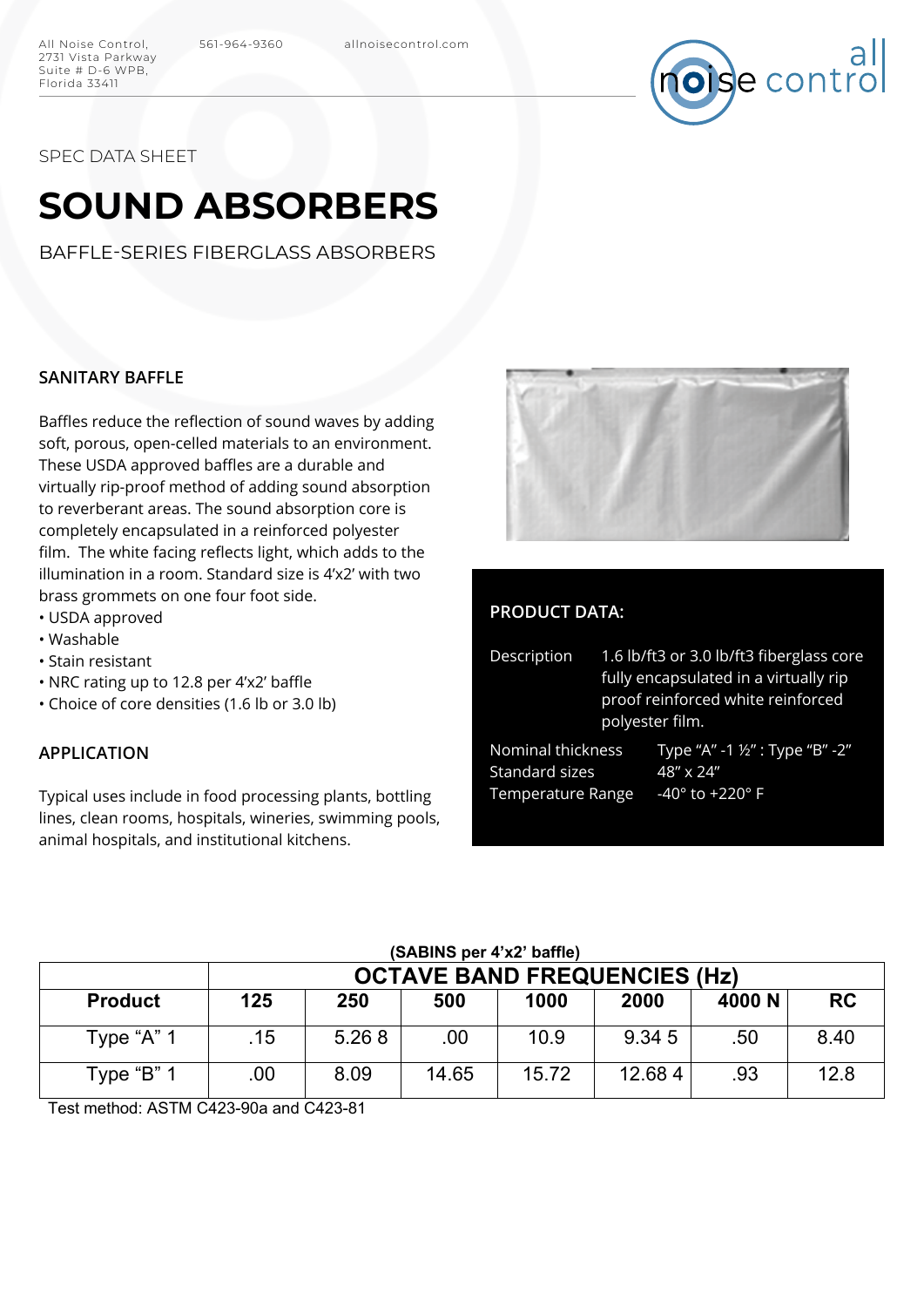All Noise Control, 2731 Vista Parkway Suite # D-6 WPB, Florida 33411 561-964-9360 allnoisecontrol.com

SPEC DATA SHEET

# SOUND ABSORBERS

BAFFLE-SERIES FIBERGLASS ABSORBERS

### SANITARY BAFFLE

Baffles reduce the reflection of sound waves by adding soft, porous, open-celled materials to an environment. These USDA approved baffles are a durable and virtually rip-proof method of adding sound absorption to reverberant areas. The sound absorption core is completely encapsulated in a reinforced polyester film. The white facing reflects light, which adds to the illumination in a room. Standard size is 4'x2' with two brass grommets on one four foot side.

- USDA approved
- Washable
- Stain resistant
- NRC rating up to 12.8 per 4'x2' baffle
- Choice of core densities (1.6 lb or 3.0 lb)

### APPLICATION

Typical uses include in food processing plants, bottling lines, clean rooms, hospitals, wineries, swimming pools, animal hospitals, and institutional kitchens.

### PRODUCT DATA:

| | |
|---|---|
| Description | 1.6 lb/ft3 or 3.0 lb/ft3 fiberglass core fully encapsulated in a virtually rip proof reinforced white reinforced polyester film. |
| Nominal thickness | Type "A" -1 ½" : Type "B" -2" |
| Standard sizes | 48" x 24" |
| Temperature Range | -40° to +220° F |

(SABINS per 4'x2' baffle)

| | OCTAVE BAND FREQUENCIES (Hz) | | | | | | |
|---|---|---|---|---|---|---|---|
| **Product** | **125** | **250** | **500** | **1000** | **2000** | **4000 N** | **RC** |
| Type "A" 1 | .15 | 5.26 8 | .00 | 10.9 | 9.34 5 | .50 | 8.40 |
| Type "B" 1 | .00 | 8.09 | 14.65 | 15.72 | 12.68 4 | .93 | 12.8 |

Test method: ASTM C423-90a and C423-81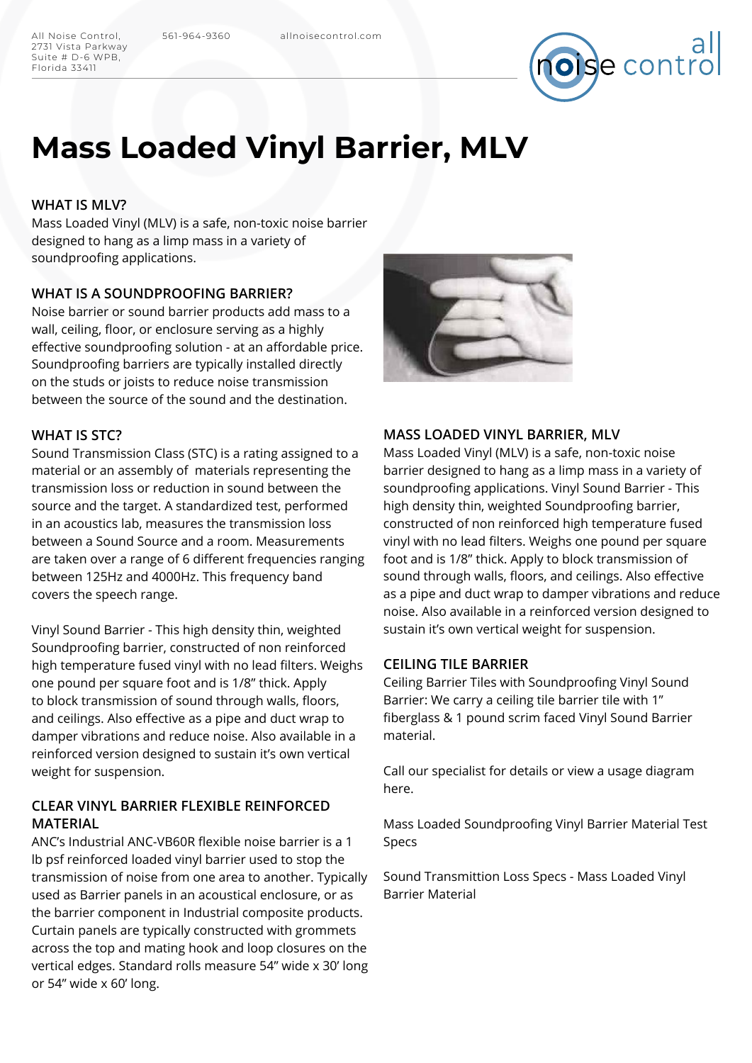# Mass Loaded Vinyl Barrier, MLV

### WHAT IS MLV?

Mass Loaded Vinyl (MLV) is a safe, non-toxic noise barrier designed to hang as a limp mass in a variety of soundproofing applications.

### WHAT IS A SOUNDPROOFING BARRIER?

Noise barrier or sound barrier products add mass to a wall, ceiling, floor, or enclosure serving as a highly effective soundproofing solution - at an affordable price. Soundproofing barriers are typically installed directly on the studs or joists to reduce noise transmission between the source of the sound and the destination.

### WHAT IS STC?

Sound Transmission Class (STC) is a rating assigned to a material or an assembly of materials representing the transmission loss or reduction in sound between the source and the target. A standardized test, performed in an acoustics lab, measures the transmission loss between a Sound Source and a room. Measurements are taken over a range of 6 different frequencies ranging between 125Hz and 4000Hz. This frequency band covers the speech range.

Vinyl Sound Barrier - This high density thin, weighted Soundproofing barrier, constructed of non reinforced high temperature fused vinyl with no lead filters. Weighs one pound per square foot and is 1/8" thick. Apply to block transmission of sound through walls, floors, and ceilings. Also effective as a pipe and duct wrap to damper vibrations and reduce noise. Also available in a reinforced version designed to sustain it's own vertical weight for suspension.

### CLEAR VINYL BARRIER FLEXIBLE REINFORCED MATERIAL

ANC's Industrial ANC-VB60R flexible noise barrier is a 1 lb psf reinforced loaded vinyl barrier used to stop the transmission of noise from one area to another. Typically used as Barrier panels in an acoustical enclosure, or as the barrier component in Industrial composite products. Curtain panels are typically constructed with grommets across the top and mating hook and loop closures on the vertical edges. Standard rolls measure 54" wide x 30' long or 54" wide x 60' long.

### MASS LOADED VINYL BARRIER, MLV

Mass Loaded Vinyl (MLV) is a safe, non-toxic noise barrier designed to hang as a limp mass in a variety of soundproofing applications. Vinyl Sound Barrier - This high density thin, weighted Soundproofing barrier, constructed of non reinforced high temperature fused vinyl with no lead filters. Weighs one pound per square foot and is 1/8" thick. Apply to block transmission of sound through walls, floors, and ceilings. Also effective as a pipe and duct wrap to damper vibrations and reduce noise. Also available in a reinforced version designed to sustain it's own vertical weight for suspension.

### CEILING TILE BARRIER

Ceiling Barrier Tiles with Soundproofing Vinyl Sound Barrier: We carry a ceiling tile barrier tile with 1" fiberglass & 1 pound scrim faced Vinyl Sound Barrier material.

Call our specialist for details or view a usage diagram here.

Mass Loaded Soundproofing Vinyl Barrier Material Test Specs

Sound Transmittion Loss Specs - Mass Loaded Vinyl Barrier Material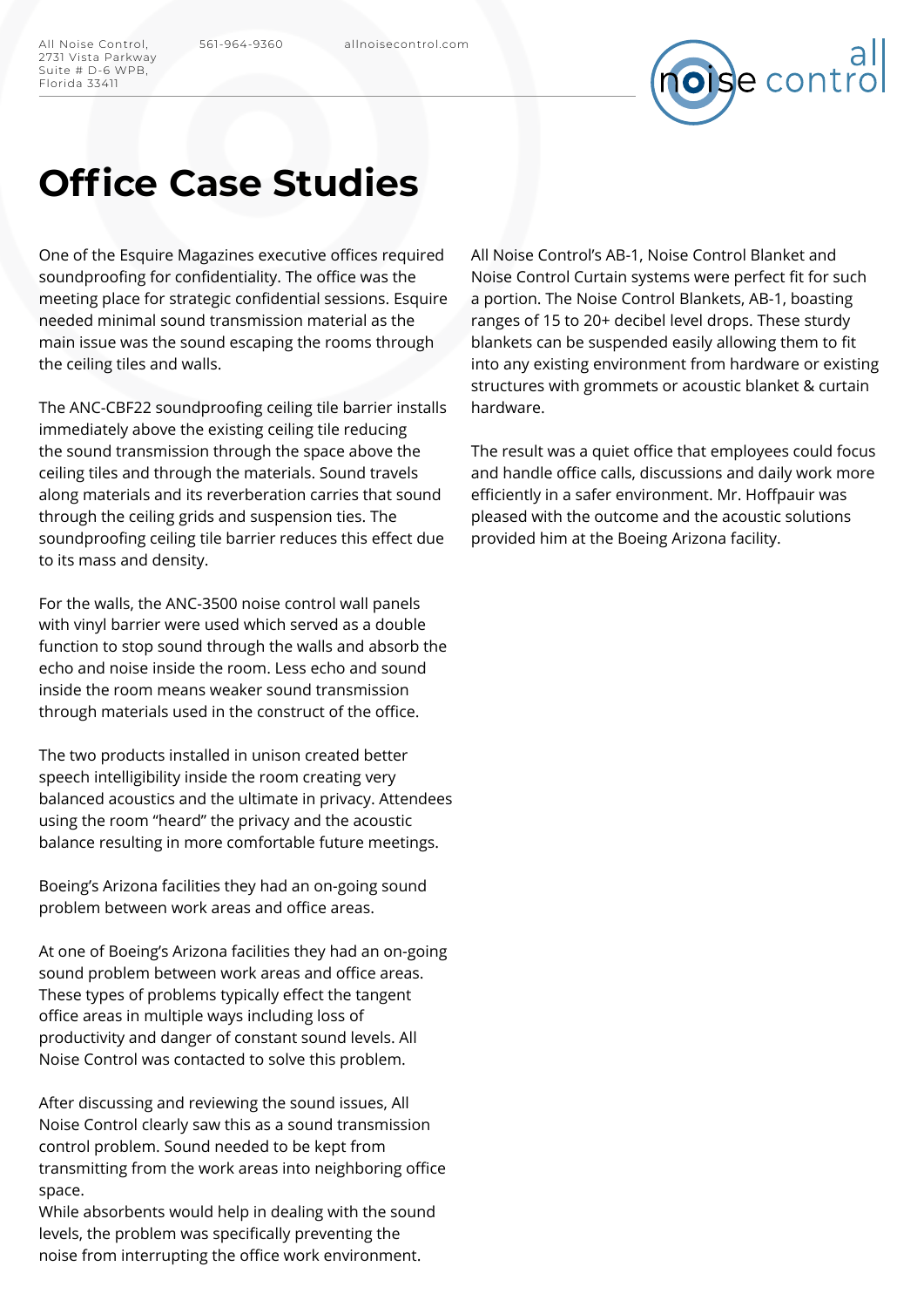# Office Case Studies

One of the Esquire Magazines executive offices required soundproofing for confidentiality. The office was the meeting place for strategic confidential sessions. Esquire needed minimal sound transmission material as the main issue was the sound escaping the rooms through the ceiling tiles and walls.

The ANC-CBF22 soundproofing ceiling tile barrier installs immediately above the existing ceiling tile reducing the sound transmission through the space above the ceiling tiles and through the materials. Sound travels along materials and its reverberation carries that sound through the ceiling grids and suspension ties. The soundproofing ceiling tile barrier reduces this effect due to its mass and density.

For the walls, the ANC-3500 noise control wall panels with vinyl barrier were used which served as a double function to stop sound through the walls and absorb the echo and noise inside the room. Less echo and sound inside the room means weaker sound transmission through materials used in the construct of the office.

The two products installed in unison created better speech intelligibility inside the room creating very balanced acoustics and the ultimate in privacy. Attendees using the room "heard" the privacy and the acoustic balance resulting in more comfortable future meetings.

Boeing's Arizona facilities they had an on-going sound problem between work areas and office areas.

At one of Boeing's Arizona facilities they had an on-going sound problem between work areas and office areas. These types of problems typically effect the tangent office areas in multiple ways including loss of productivity and danger of constant sound levels. All Noise Control was contacted to solve this problem.

After discussing and reviewing the sound issues, All Noise Control clearly saw this as a sound transmission control problem. Sound needed to be kept from transmitting from the work areas into neighboring office space.
While absorbents would help in dealing with the sound levels, the problem was specifically preventing the noise from interrupting the office work environment.

All Noise Control's AB-1, Noise Control Blanket and Noise Control Curtain systems were perfect fit for such a portion. The Noise Control Blankets, AB-1, boasting ranges of 15 to 20+ decibel level drops. These sturdy blankets can be suspended easily allowing them to fit into any existing environment from hardware or existing structures with grommets or acoustic blanket & curtain hardware.

The result was a quiet office that employees could focus and handle office calls, discussions and daily work more efficiently in a safer environment. Mr. Hoffpauir was pleased with the outcome and the acoustic solutions provided him at the Boeing Arizona facility.